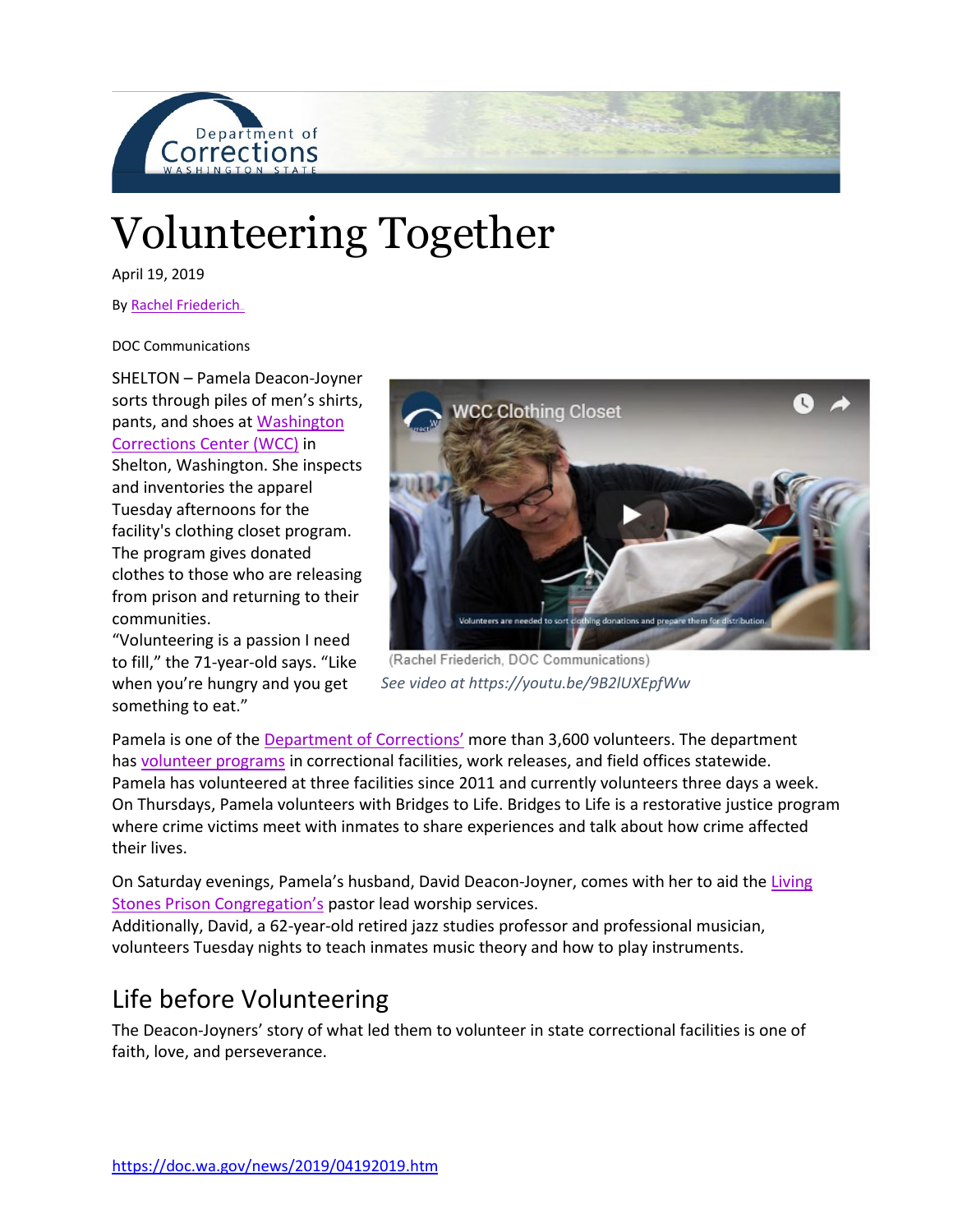# Volunteering Together

April 19, 2019

By Rachel Friederich

DOC Communications

SHELTON – Pamela Deacon-Joyner sorts through piles of men's shirts, pants, and shoes at Washington Corrections Center (WCC) in Shelton, Washington. She inspects and inventories the apparel Tuesday afternoons for the facility's clothing closet program. The program gives donated clothes to those who are releasing from prison and returning to their communities.

"Volunteering is a passion I need to fill," the 71-year-old says. "Like when you're hungry and you get something to eat."

(Rachel Friederich, DOC Communications)

*See video at https://youtu.be/9B2lUXEpfWw*

Pamela is one of the Department of Corrections' more than 3,600 volunteers. The department has volunteer programs in correctional facilities, work releases, and field offices statewide. Pamela has volunteered at three facilities since 2011 and currently volunteers three days a week. On Thursdays, Pamela volunteers with Bridges to Life. Bridges to Life is a restorative justice program where crime victims meet with inmates to share experiences and talk about how crime affected their lives.

On Saturday evenings, Pamela's husband, David Deacon-Joyner, comes with her to aid the Living Stones Prison Congregation's pastor lead worship services.

Additionally, David, a 62-year-old retired jazz studies professor and professional musician, volunteers Tuesday nights to teach inmates music theory and how to play instruments.

## Life before Volunteering

The Deacon-Joyners' story of what led them to volunteer in state correctional facilities is one of faith, love, and perseverance.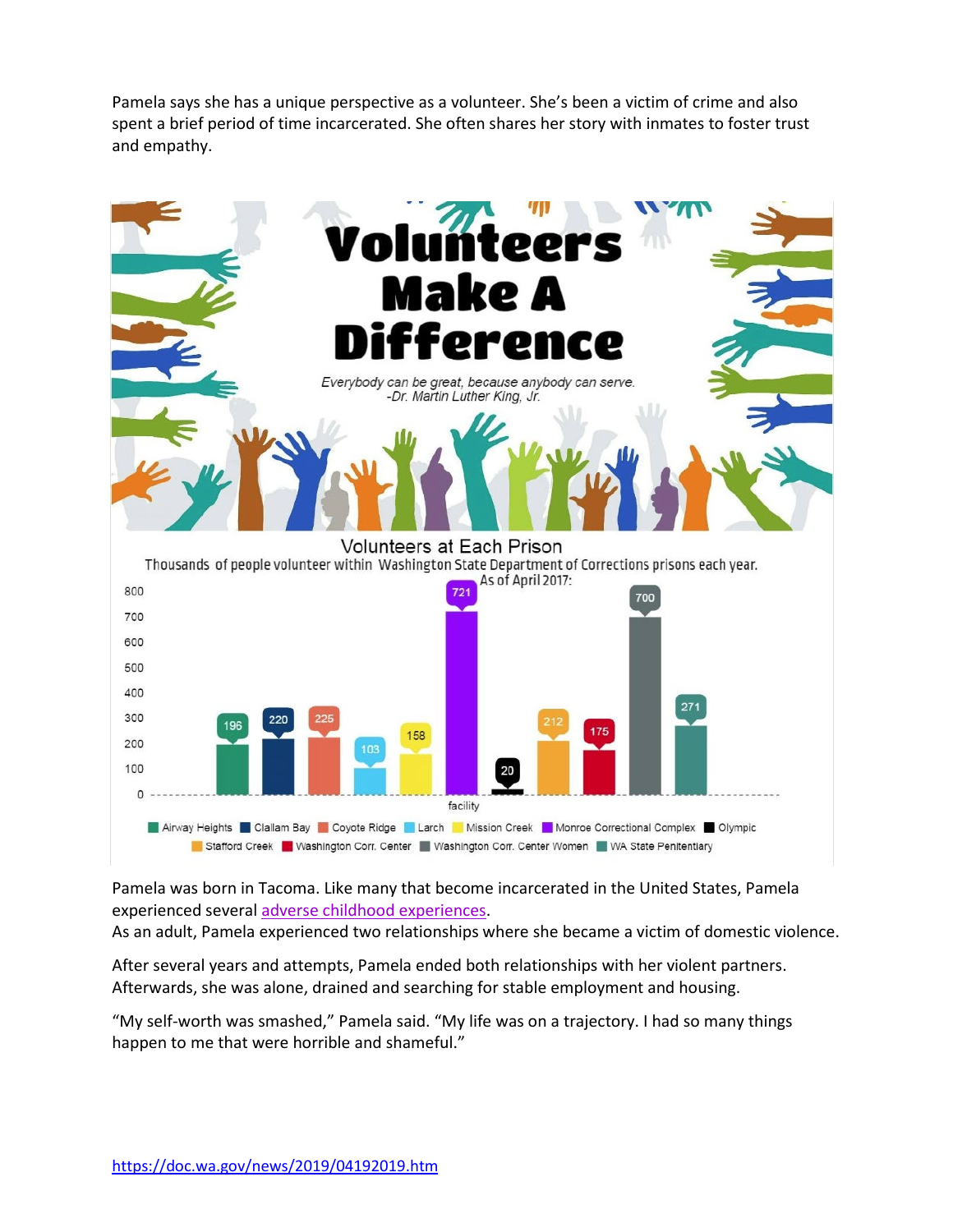Pamela says she has a unique perspective as a volunteer. She's been a victim of crime and also spent a brief period of time incarcerated. She often shares her story with inmates to foster trust and empathy.

# Volunteers Make A Difference

*Everybody can be great, because anybody can serve.*
*-Dr. Martin Luther King, Jr.*

## Volunteers at Each Prison

Thousands of people volunteer within Washington State Department of Corrections prisons each year.
As of April 2017:

| facility | Volunteers |
|---|---|
| Airway Heights | 196 |
| Clallam Bay | 220 |
| Coyote Ridge | 225 |
| Larch | 103 |
| Mission Creek | 158 |
| Monroe Correctional Complex | 721 |
| Olympic | 20 |
| Stafford Creek | 212 |
| Washington Corr. Center | 175 |
| Washington Corr. Center Women | 700 |
| WA State Penitentiary | 271 |

Pamela was born in Tacoma. Like many that become incarcerated in the United States, Pamela experienced several [adverse childhood experiences](#).
As an adult, Pamela experienced two relationships where she became a victim of domestic violence.

After several years and attempts, Pamela ended both relationships with her violent partners. Afterwards, she was alone, drained and searching for stable employment and housing.

"My self-worth was smashed," Pamela said. "My life was on a trajectory. I had so many things happen to me that were horrible and shameful."

https://doc.wa.gov/news/2019/04192019.htm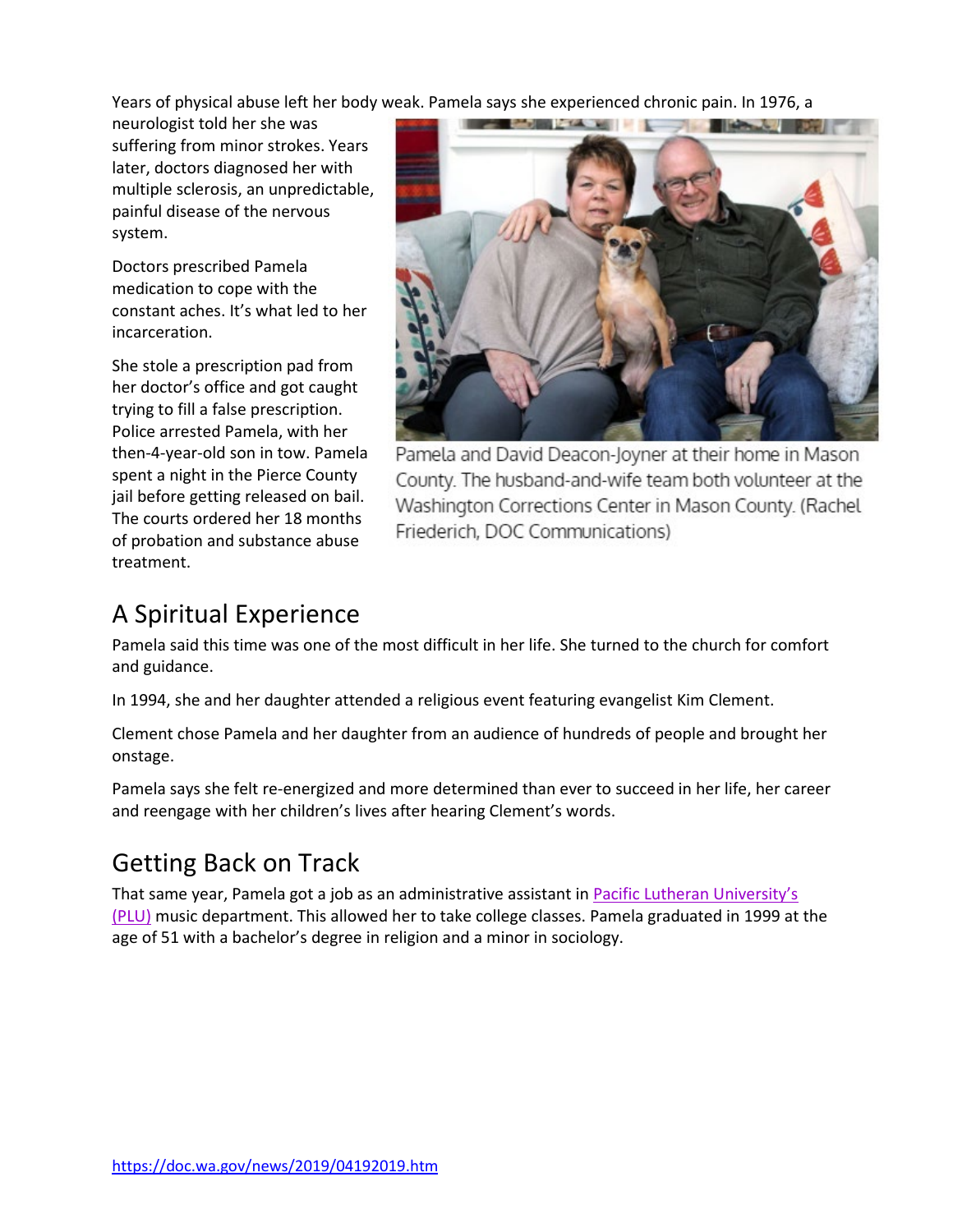Years of physical abuse left her body weak. Pamela says she experienced chronic pain. In 1976, a neurologist told her she was suffering from minor strokes. Years later, doctors diagnosed her with multiple sclerosis, an unpredictable, painful disease of the nervous system.

Doctors prescribed Pamela medication to cope with the constant aches. It's what led to her incarceration.

She stole a prescription pad from her doctor's office and got caught trying to fill a false prescription. Police arrested Pamela, with her then-4-year-old son in tow. Pamela spent a night in the Pierce County jail before getting released on bail. The courts ordered her 18 months of probation and substance abuse treatment.

Pamela and David Deacon-Joyner at their home in Mason County. The husband-and-wife team both volunteer at the Washington Corrections Center in Mason County. (Rachel Friederich, DOC Communications)

## A Spiritual Experience

Pamela said this time was one of the most difficult in her life. She turned to the church for comfort and guidance.

In 1994, she and her daughter attended a religious event featuring evangelist Kim Clement.

Clement chose Pamela and her daughter from an audience of hundreds of people and brought her onstage.

Pamela says she felt re-energized and more determined than ever to succeed in her life, her career and reengage with her children's lives after hearing Clement's words.

## Getting Back on Track

That same year, Pamela got a job as an administrative assistant in Pacific Lutheran University's (PLU) music department. This allowed her to take college classes. Pamela graduated in 1999 at the age of 51 with a bachelor's degree in religion and a minor in sociology.

https://doc.wa.gov/news/2019/04192019.htm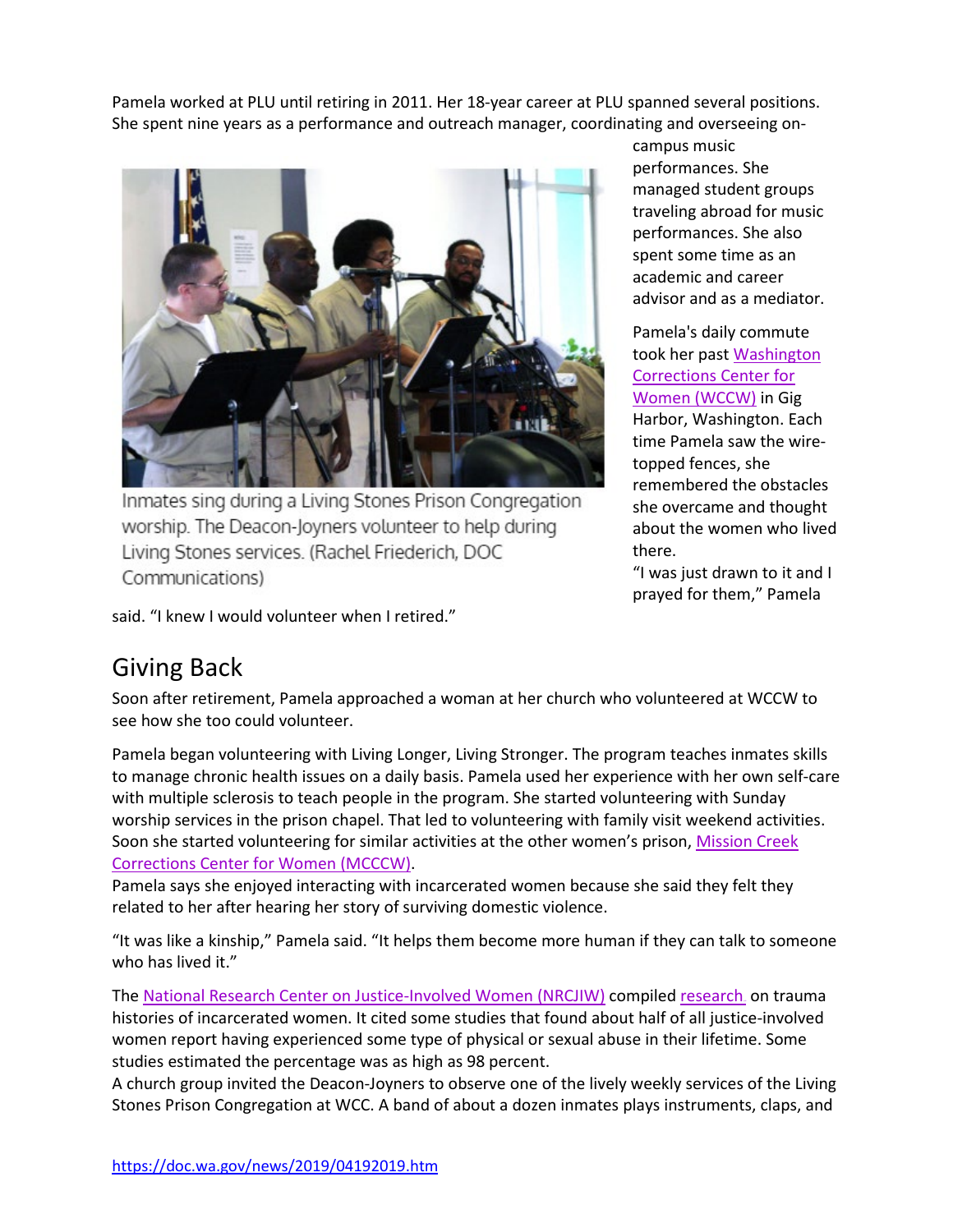Pamela worked at PLU until retiring in 2011. Her 18-year career at PLU spanned several positions. She spent nine years as a performance and outreach manager, coordinating and overseeing on-campus music performances. She managed student groups traveling abroad for music performances. She also spent some time as an academic and career advisor and as a mediator.

Inmates sing during a Living Stones Prison Congregation worship. The Deacon-Joyners volunteer to help during Living Stones services. (Rachel Friederich, DOC Communications)

Pamela's daily commute took her past [Washington Corrections Center for Women (WCCW)] in Gig Harbor, Washington. Each time Pamela saw the wire-topped fences, she remembered the obstacles she overcame and thought about the women who lived there.

"I was just drawn to it and I prayed for them," Pamela said. "I knew I would volunteer when I retired."

## Giving Back

Soon after retirement, Pamela approached a woman at her church who volunteered at WCCW to see how she too could volunteer.

Pamela began volunteering with Living Longer, Living Stronger. The program teaches inmates skills to manage chronic health issues on a daily basis. Pamela used her experience with her own self-care with multiple sclerosis to teach people in the program. She started volunteering with Sunday worship services in the prison chapel. That led to volunteering with family visit weekend activities. Soon she started volunteering for similar activities at the other women's prison, [Mission Creek Corrections Center for Women (MCCCW)].

Pamela says she enjoyed interacting with incarcerated women because she said they felt they related to her after hearing her story of surviving domestic violence.

"It was like a kinship," Pamela said. "It helps them become more human if they can talk to someone who has lived it."

The [National Research Center on Justice-Involved Women (NRCJIW)] compiled [research] on trauma histories of incarcerated women. It cited some studies that found about half of all justice-involved women report having experienced some type of physical or sexual abuse in their lifetime. Some studies estimated the percentage was as high as 98 percent.

A church group invited the Deacon-Joyners to observe one of the lively weekly services of the Living Stones Prison Congregation at WCC. A band of about a dozen inmates plays instruments, claps, and

https://doc.wa.gov/news/2019/04192019.htm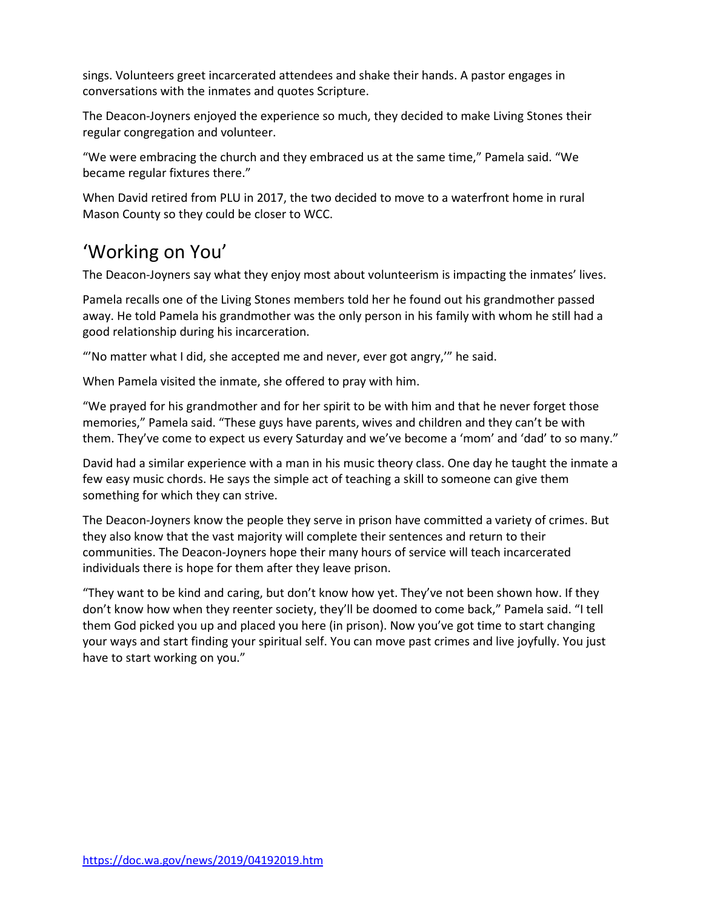sings. Volunteers greet incarcerated attendees and shake their hands. A pastor engages in conversations with the inmates and quotes Scripture.

The Deacon-Joyners enjoyed the experience so much, they decided to make Living Stones their regular congregation and volunteer.

"We were embracing the church and they embraced us at the same time," Pamela said. "We became regular fixtures there."

When David retired from PLU in 2017, the two decided to move to a waterfront home in rural Mason County so they could be closer to WCC.

## 'Working on You'

The Deacon-Joyners say what they enjoy most about volunteerism is impacting the inmates' lives.

Pamela recalls one of the Living Stones members told her he found out his grandmother passed away. He told Pamela his grandmother was the only person in his family with whom he still had a good relationship during his incarceration.

"'No matter what I did, she accepted me and never, ever got angry,'" he said.

When Pamela visited the inmate, she offered to pray with him.

"We prayed for his grandmother and for her spirit to be with him and that he never forget those memories," Pamela said. "These guys have parents, wives and children and they can't be with them. They've come to expect us every Saturday and we've become a 'mom' and 'dad' to so many."

David had a similar experience with a man in his music theory class. One day he taught the inmate a few easy music chords. He says the simple act of teaching a skill to someone can give them something for which they can strive.

The Deacon-Joyners know the people they serve in prison have committed a variety of crimes. But they also know that the vast majority will complete their sentences and return to their communities. The Deacon-Joyners hope their many hours of service will teach incarcerated individuals there is hope for them after they leave prison.

"They want to be kind and caring, but don't know how yet. They've not been shown how. If they don't know how when they reenter society, they'll be doomed to come back," Pamela said. "I tell them God picked you up and placed you here (in prison). Now you've got time to start changing your ways and start finding your spiritual self. You can move past crimes and live joyfully. You just have to start working on you."

https://doc.wa.gov/news/2019/04192019.htm